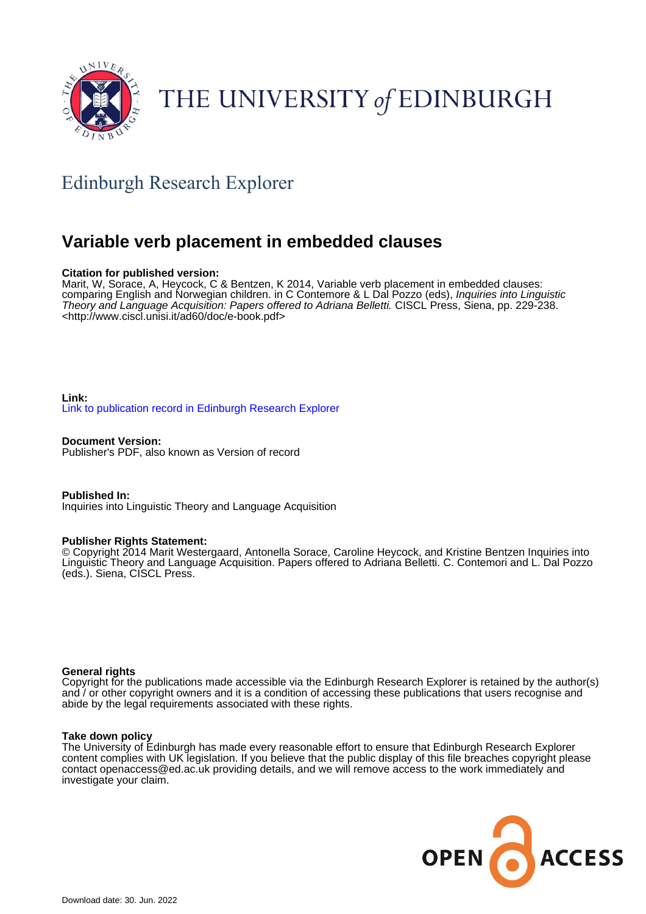THE UNIVERSITY *of* EDINBURGH

## Edinburgh Research Explorer

# Variable verb placement in embedded clauses

**Citation for published version:**
Marit, W, Sorace, A, Heycock, C & Bentzen, K 2014, Variable verb placement in embedded clauses: comparing English and Norwegian children. in C Contemore & L Dal Pozzo (eds), *Inquiries into Linguistic Theory and Language Acquisition: Papers offered to Adriana Belletti.* CISCL Press, Siena, pp. 229-238. <http://www.ciscl.unisi.it/ad60/doc/e-book.pdf>

**Link:**
Link to publication record in Edinburgh Research Explorer

**Document Version:**
Publisher's PDF, also known as Version of record

**Published In:**
Inquiries into Linguistic Theory and Language Acquisition

**Publisher Rights Statement:**
© Copyright 2014 Marit Westergaard, Antonella Sorace, Caroline Heycock, and Kristine Bentzen Inquiries into Linguistic Theory and Language Acquisition. Papers offered to Adriana Belletti. C. Contemori and L. Dal Pozzo (eds.). Siena, CISCL Press.

**General rights**
Copyright for the publications made accessible via the Edinburgh Research Explorer is retained by the author(s) and / or other copyright owners and it is a condition of accessing these publications that users recognise and abide by the legal requirements associated with these rights.

**Take down policy**
The University of Edinburgh has made every reasonable effort to ensure that Edinburgh Research Explorer content complies with UK legislation. If you believe that the public display of this file breaches copyright please contact openaccess@ed.ac.uk providing details, and we will remove access to the work immediately and investigate your claim.

Download date: 30. Jun. 2022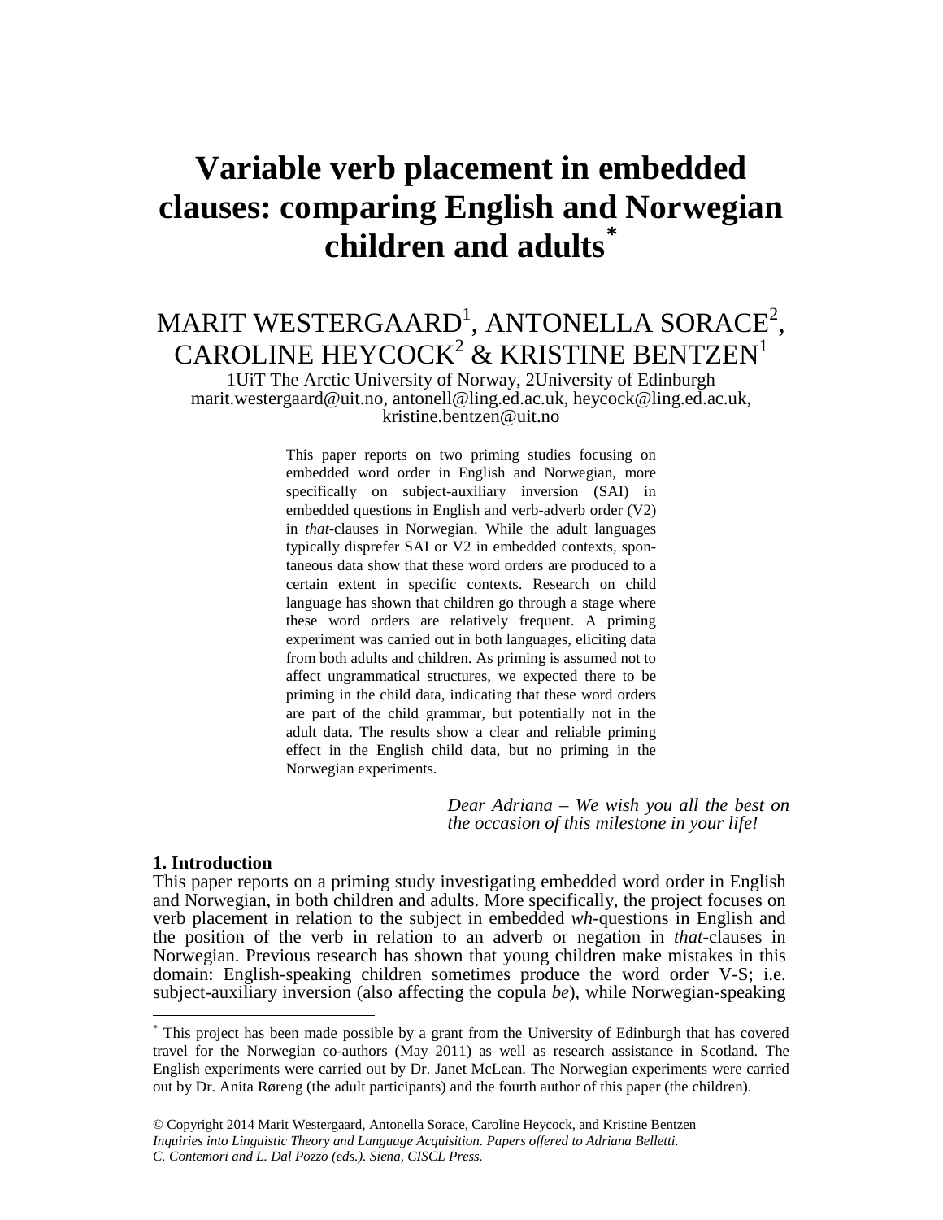# Variable verb placement in embedded clauses: comparing English and Norwegian children and adults*

MARIT WESTERGAARD[1], ANTONELLA SORACE[2], CAROLINE HEYCOCK[2] & KRISTINE BENTZEN[1]

1UiT The Arctic University of Norway, 2University of Edinburgh
marit.westergaard@uit.no, antonell@ling.ed.ac.uk, heycock@ling.ed.ac.uk, kristine.bentzen@uit.no

This paper reports on two priming studies focusing on embedded word order in English and Norwegian, more specifically on subject-auxiliary inversion (SAI) in embedded questions in English and verb-adverb order (V2) in *that*-clauses in Norwegian. While the adult languages typically disprefer SAI or V2 in embedded contexts, spontaneous data show that these word orders are produced to a certain extent in specific contexts. Research on child language has shown that children go through a stage where these word orders are relatively frequent. A priming experiment was carried out in both languages, eliciting data from both adults and children. As priming is assumed not to affect ungrammatical structures, we expected there to be priming in the child data, indicating that these word orders are part of the child grammar, but potentially not in the adult data. The results show a clear and reliable priming effect in the English child data, but no priming in the Norwegian experiments.

*Dear Adriana – We wish you all the best on the occasion of this milestone in your life!*

## 1. Introduction

This paper reports on a priming study investigating embedded word order in English and Norwegian, in both children and adults. More specifically, the project focuses on verb placement in relation to the subject in embedded *wh*-questions in English and the position of the verb in relation to an adverb or negation in *that*-clauses in Norwegian. Previous research has shown that young children make mistakes in this domain: English-speaking children sometimes produce the word order V-S; i.e. subject-auxiliary inversion (also affecting the copula *be*), while Norwegian-speaking

---

* This project has been made possible by a grant from the University of Edinburgh that has covered travel for the Norwegian co-authors (May 2011) as well as research assistance in Scotland. The English experiments were carried out by Dr. Janet McLean. The Norwegian experiments were carried out by Dr. Anita Røreng (the adult participants) and the fourth author of this paper (the children).

© Copyright 2014 Marit Westergaard, Antonella Sorace, Caroline Heycock, and Kristine Bentzen
*Inquiries into Linguistic Theory and Language Acquisition. Papers offered to Adriana Belletti. C. Contemori and L. Dal Pozzo (eds.). Siena, CISCL Press.*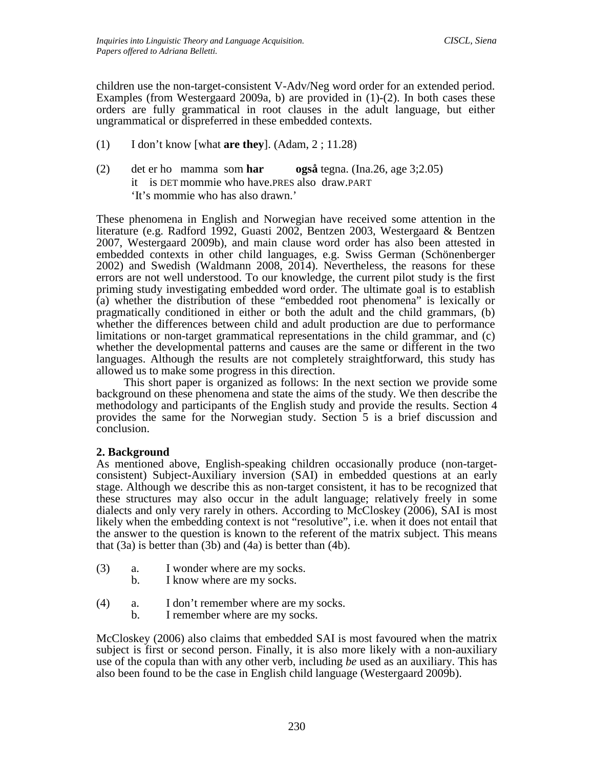children use the non-target-consistent V-Adv/Neg word order for an extended period. Examples (from Westergaard 2009a, b) are provided in (1)-(2). In both cases these orders are fully grammatical in root clauses in the adult language, but either ungrammatical or dispreferred in these embedded contexts.

(1) I don't know [what **are they**]. (Adam, 2 ; 11.28)

(2) det er ho mamma som **har** **også** tegna. (Ina.26, age 3;2.05)
it is DET mommie who have.PRES also draw.PART
'It's mommie who has also drawn.'

These phenomena in English and Norwegian have received some attention in the literature (e.g. Radford 1992, Guasti 2002, Bentzen 2003, Westergaard & Bentzen 2007, Westergaard 2009b), and main clause word order has also been attested in embedded contexts in other child languages, e.g. Swiss German (Schönenberger 2002) and Swedish (Waldmann 2008, 2014). Nevertheless, the reasons for these errors are not well understood. To our knowledge, the current pilot study is the first priming study investigating embedded word order. The ultimate goal is to establish (a) whether the distribution of these "embedded root phenomena" is lexically or pragmatically conditioned in either or both the adult and the child grammars, (b) whether the differences between child and adult production are due to performance limitations or non-target grammatical representations in the child grammar, and (c) whether the developmental patterns and causes are the same or different in the two languages. Although the results are not completely straightforward, this study has allowed us to make some progress in this direction.

This short paper is organized as follows: In the next section we provide some background on these phenomena and state the aims of the study. We then describe the methodology and participants of the English study and provide the results. Section 4 provides the same for the Norwegian study. Section 5 is a brief discussion and conclusion.

## 2. Background

As mentioned above, English-speaking children occasionally produce (non-target-consistent) Subject-Auxiliary inversion (SAI) in embedded questions at an early stage. Although we describe this as non-target consistent, it has to be recognized that these structures may also occur in the adult language; relatively freely in some dialects and only very rarely in others. According to McCloskey (2006), SAI is most likely when the embedding context is not "resolutive", i.e. when it does not entail that the answer to the question is known to the referent of the matrix subject. This means that (3a) is better than (3b) and (4a) is better than (4b).

(3) a. I wonder where are my socks.
b. I know where are my socks.

(4) a. I don't remember where are my socks.
b. I remember where are my socks.

McCloskey (2006) also claims that embedded SAI is most favoured when the matrix subject is first or second person. Finally, it is also more likely with a non-auxiliary use of the copula than with any other verb, including *be* used as an auxiliary. This has also been found to be the case in English child language (Westergaard 2009b).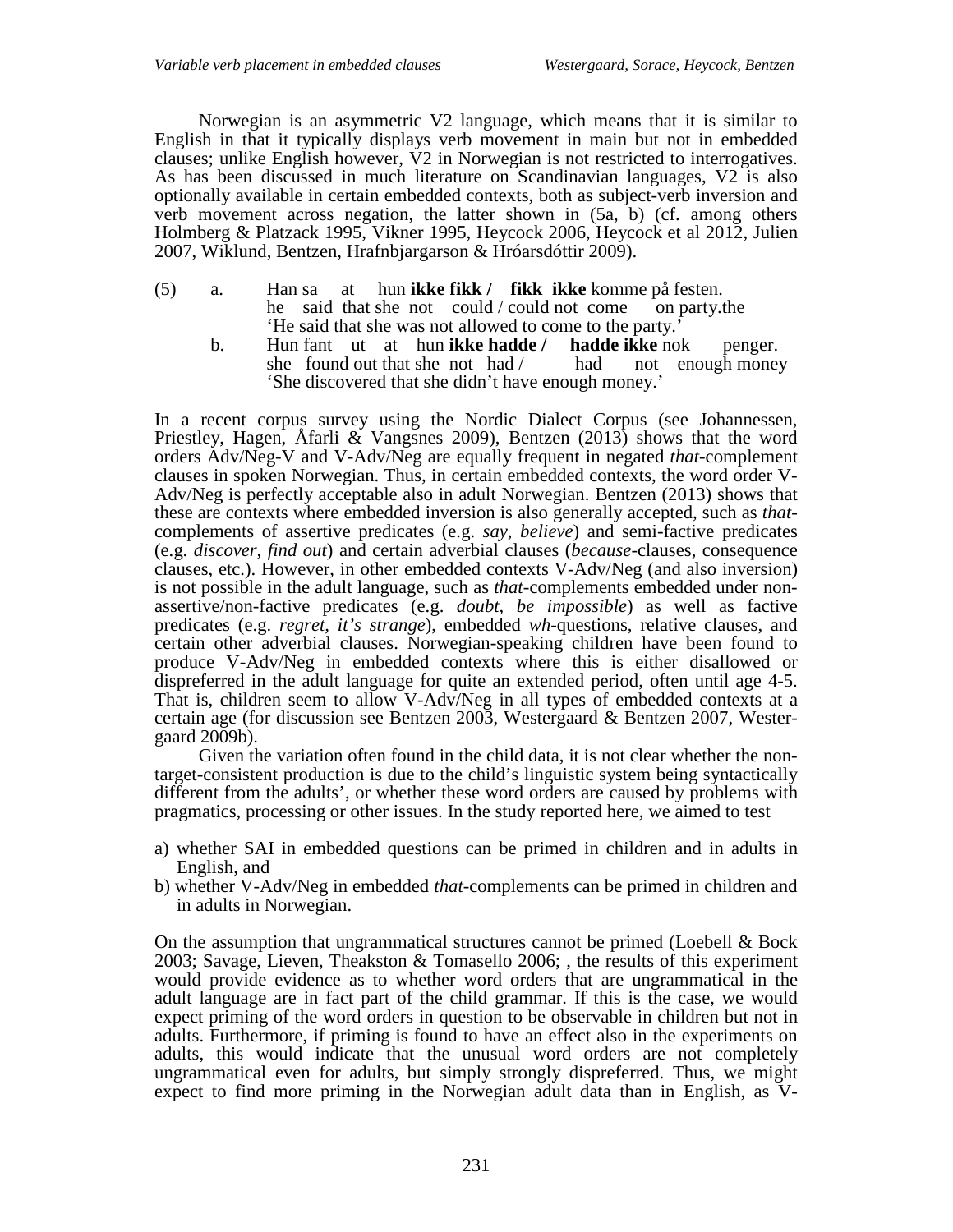Norwegian is an asymmetric V2 language, which means that it is similar to English in that it typically displays verb movement in main but not in embedded clauses; unlike English however, V2 in Norwegian is not restricted to interrogatives. As has been discussed in much literature on Scandinavian languages, V2 is also optionally available in certain embedded contexts, both as subject-verb inversion and verb movement across negation, the latter shown in (5a, b) (cf. among others Holmberg & Platzack 1995, Vikner 1995, Heycock 2006, Heycock et al 2012, Julien 2007, Wiklund, Bentzen, Hrafnbjargarson & Hróarsdóttir 2009).

(5) a. Han sa at hun **ikke fikk /** **fikk ikke** komme på festen.
he said that she not could / could not come on party.the
'He said that she was not allowed to come to the party.'

b. Hun fant ut at hun **ikke hadde /** **hadde ikke** nok penger.
she found out that she not had / had not enough money
'She discovered that she didn't have enough money.'

In a recent corpus survey using the Nordic Dialect Corpus (see Johannessen, Priestley, Hagen, Åfarli & Vangsnes 2009), Bentzen (2013) shows that the word orders Adv/Neg-V and V-Adv/Neg are equally frequent in negated *that*-complement clauses in spoken Norwegian. Thus, in certain embedded contexts, the word order V-Adv/Neg is perfectly acceptable also in adult Norwegian. Bentzen (2013) shows that these are contexts where embedded inversion is also generally accepted, such as *that*-complements of assertive predicates (e.g. *say*, *believe*) and semi-factive predicates (e.g. *discover, find out*) and certain adverbial clauses (*because*-clauses, consequence clauses, etc.). However, in other embedded contexts V-Adv/Neg (and also inversion) is not possible in the adult language, such as *that*-complements embedded under non-assertive/non-factive predicates (e.g. *doubt*, *be impossible*) as well as factive predicates (e.g. *regret*, *it's strange*), embedded *wh*-questions, relative clauses, and certain other adverbial clauses. Norwegian-speaking children have been found to produce V-Adv/Neg in embedded contexts where this is either disallowed or dispreferred in the adult language for quite an extended period, often until age 4-5. That is, children seem to allow V-Adv/Neg in all types of embedded contexts at a certain age (for discussion see Bentzen 2003, Westergaard & Bentzen 2007, Westergaard 2009b).

Given the variation often found in the child data, it is not clear whether the non-target-consistent production is due to the child's linguistic system being syntactically different from the adults', or whether these word orders are caused by problems with pragmatics, processing or other issues. In the study reported here, we aimed to test

a) whether SAI in embedded questions can be primed in children and in adults in English, and
b) whether V-Adv/Neg in embedded *that*-complements can be primed in children and in adults in Norwegian.

On the assumption that ungrammatical structures cannot be primed (Loebell & Bock 2003; Savage, Lieven, Theakston & Tomasello 2006; , the results of this experiment would provide evidence as to whether word orders that are ungrammatical in the adult language are in fact part of the child grammar. If this is the case, we would expect priming of the word orders in question to be observable in children but not in adults. Furthermore, if priming is found to have an effect also in the experiments on adults, this would indicate that the unusual word orders are not completely ungrammatical even for adults, but simply strongly dispreferred. Thus, we might expect to find more priming in the Norwegian adult data than in English, as V-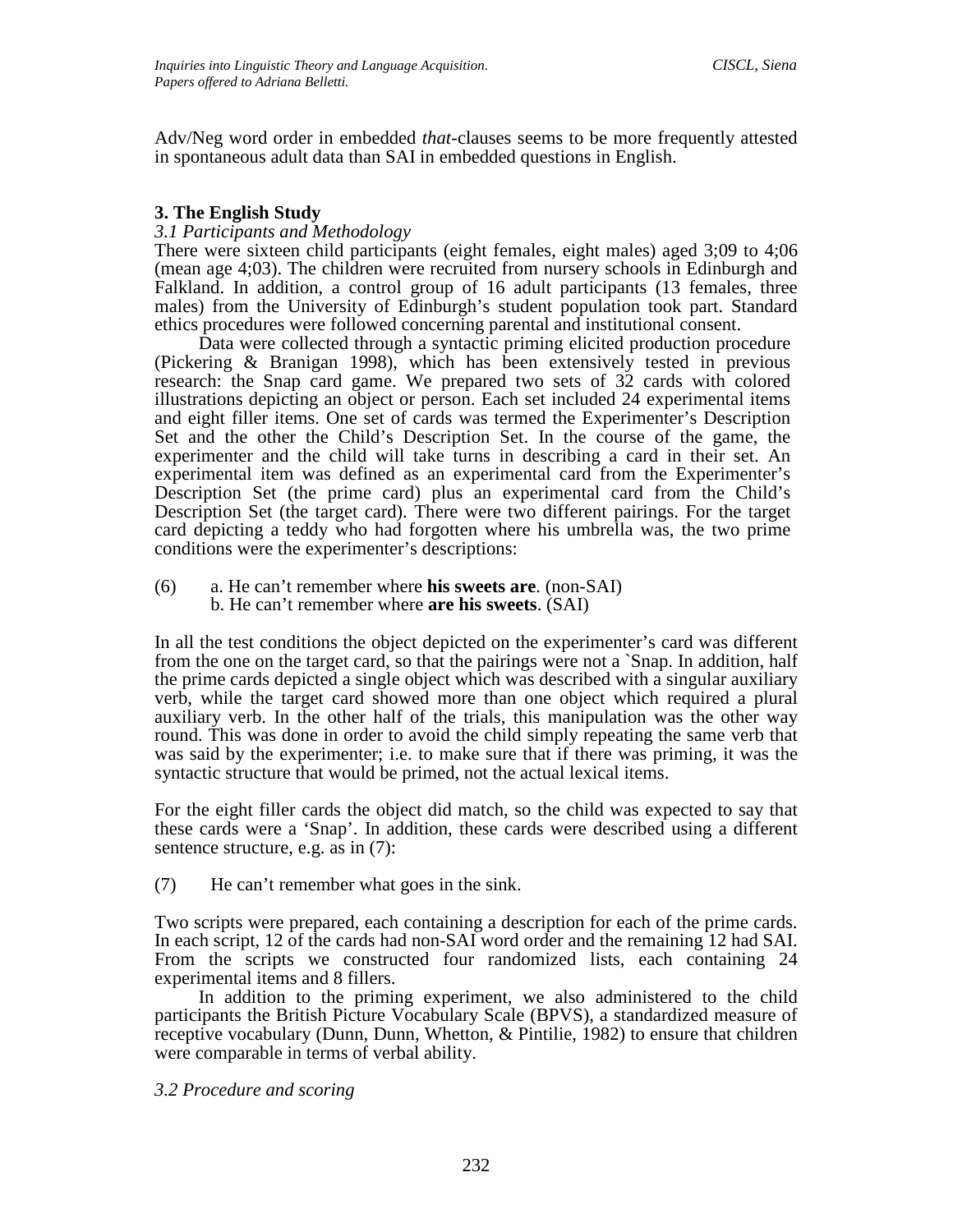Adv/Neg word order in embedded *that*-clauses seems to be more frequently attested in spontaneous adult data than SAI in embedded questions in English.

## 3. The English Study

### *3.1 Participants and Methodology*

There were sixteen child participants (eight females, eight males) aged 3;09 to 4;06 (mean age 4;03). The children were recruited from nursery schools in Edinburgh and Falkland. In addition, a control group of 16 adult participants (13 females, three males) from the University of Edinburgh's student population took part. Standard ethics procedures were followed concerning parental and institutional consent.

Data were collected through a syntactic priming elicited production procedure (Pickering & Branigan 1998), which has been extensively tested in previous research: the Snap card game. We prepared two sets of 32 cards with colored illustrations depicting an object or person. Each set included 24 experimental items and eight filler items. One set of cards was termed the Experimenter's Description Set and the other the Child's Description Set. In the course of the game, the experimenter and the child will take turns in describing a card in their set. An experimental item was defined as an experimental card from the Experimenter's Description Set (the prime card) plus an experimental card from the Child's Description Set (the target card). There were two different pairings. For the target card depicting a teddy who had forgotten where his umbrella was, the two prime conditions were the experimenter's descriptions:

(6) a. He can't remember where **his sweets are**. (non-SAI)
 b. He can't remember where **are his sweets**. (SAI)

In all the test conditions the object depicted on the experimenter's card was different from the one on the target card, so that the pairings were not a `Snap. In addition, half the prime cards depicted a single object which was described with a singular auxiliary verb, while the target card showed more than one object which required a plural auxiliary verb. In the other half of the trials, this manipulation was the other way round. This was done in order to avoid the child simply repeating the same verb that was said by the experimenter; i.e. to make sure that if there was priming, it was the syntactic structure that would be primed, not the actual lexical items.

For the eight filler cards the object did match, so the child was expected to say that these cards were a 'Snap'. In addition, these cards were described using a different sentence structure, e.g. as in (7):

(7) He can't remember what goes in the sink.

Two scripts were prepared, each containing a description for each of the prime cards. In each script, 12 of the cards had non-SAI word order and the remaining 12 had SAI. From the scripts we constructed four randomized lists, each containing 24 experimental items and 8 fillers.

In addition to the priming experiment, we also administered to the child participants the British Picture Vocabulary Scale (BPVS), a standardized measure of receptive vocabulary (Dunn, Dunn, Whetton, & Pintilie, 1982) to ensure that children were comparable in terms of verbal ability.

### *3.2 Procedure and scoring*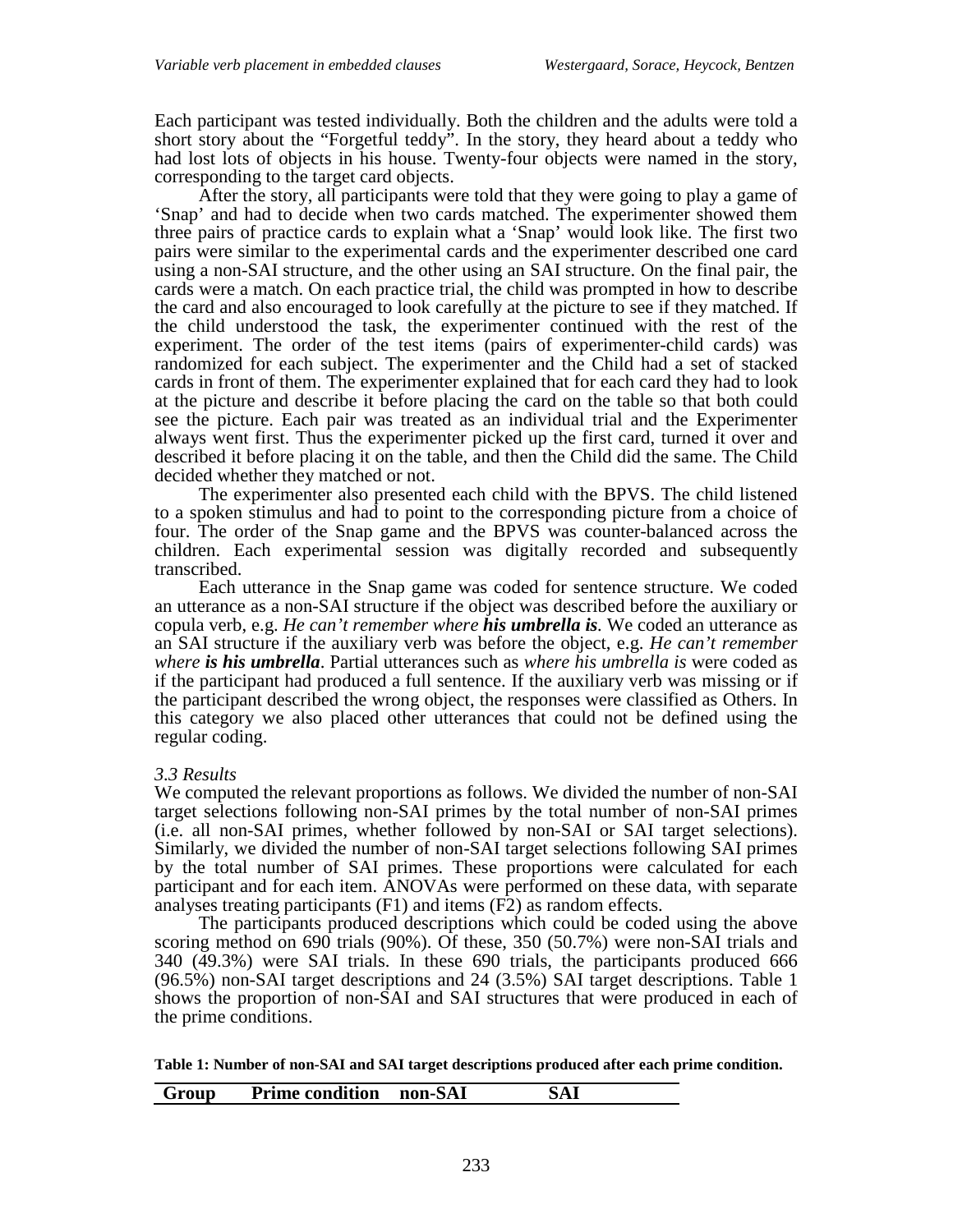Each participant was tested individually. Both the children and the adults were told a short story about the "Forgetful teddy". In the story, they heard about a teddy who had lost lots of objects in his house. Twenty-four objects were named in the story, corresponding to the target card objects.

After the story, all participants were told that they were going to play a game of 'Snap' and had to decide when two cards matched. The experimenter showed them three pairs of practice cards to explain what a 'Snap' would look like. The first two pairs were similar to the experimental cards and the experimenter described one card using a non-SAI structure, and the other using an SAI structure. On the final pair, the cards were a match. On each practice trial, the child was prompted in how to describe the card and also encouraged to look carefully at the picture to see if they matched. If the child understood the task, the experimenter continued with the rest of the experiment. The order of the test items (pairs of experimenter-child cards) was randomized for each subject. The experimenter and the Child had a set of stacked cards in front of them. The experimenter explained that for each card they had to look at the picture and describe it before placing the card on the table so that both could see the picture. Each pair was treated as an individual trial and the Experimenter always went first. Thus the experimenter picked up the first card, turned it over and described it before placing it on the table, and then the Child did the same. The Child decided whether they matched or not.

The experimenter also presented each child with the BPVS. The child listened to a spoken stimulus and had to point to the corresponding picture from a choice of four. The order of the Snap game and the BPVS was counter-balanced across the children. Each experimental session was digitally recorded and subsequently transcribed.

Each utterance in the Snap game was coded for sentence structure. We coded an utterance as a non-SAI structure if the object was described before the auxiliary or copula verb, e.g. *He can't remember where **his umbrella is***. We coded an utterance as an SAI structure if the auxiliary verb was before the object, e.g. *He can't remember where **is his umbrella***. Partial utterances such as *where his umbrella is* were coded as if the participant had produced a full sentence. If the auxiliary verb was missing or if the participant described the wrong object, the responses were classified as Others. In this category we also placed other utterances that could not be defined using the regular coding.

### *3.3 Results*

We computed the relevant proportions as follows. We divided the number of non-SAI target selections following non-SAI primes by the total number of non-SAI primes (i.e. all non-SAI primes, whether followed by non-SAI or SAI target selections). Similarly, we divided the number of non-SAI target selections following SAI primes by the total number of SAI primes. These proportions were calculated for each participant and for each item. ANOVAs were performed on these data, with separate analyses treating participants (F1) and items (F2) as random effects.

The participants produced descriptions which could be coded using the above scoring method on 690 trials (90%). Of these, 350 (50.7%) were non-SAI trials and 340 (49.3%) were SAI trials. In these 690 trials, the participants produced 666 (96.5%) non-SAI target descriptions and 24 (3.5%) SAI target descriptions. Table 1 shows the proportion of non-SAI and SAI structures that were produced in each of the prime conditions.

**Table 1: Number of non-SAI and SAI target descriptions produced after each prime condition.**

| Group | Prime condition | non-SAI | SAI |
|---|---|---|---|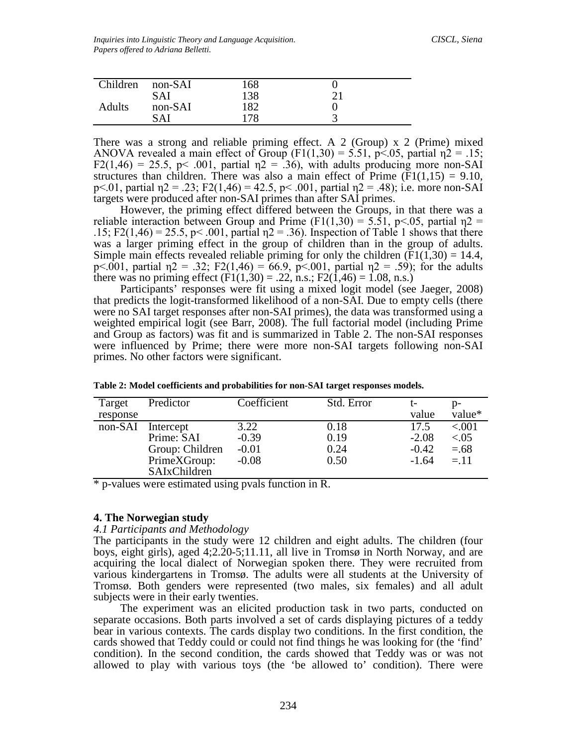| Children | non-SAI | 168 | 0 |
|---|---|---|---|
| | SAI | 138 | 21 |
| Adults | non-SAI | 182 | 0 |
| | SAI | 178 | 3 |

There was a strong and reliable priming effect. A 2 (Group) x 2 (Prime) mixed ANOVA revealed a main effect of Group ($F1(1,30) = 5.51$, $p<.05$, partial $\eta2 = .15$; $F2(1,46) = 25.5$, $p< .001$, partial $\eta2 = .36$), with adults producing more non-SAI structures than children. There was also a main effect of Prime ($F1(1,15) = 9.10$, $p<.01$, partial $\eta2 = .23$; $F2(1,46) = 42.5$, $p< .001$, partial $\eta2 = .48$); i.e. more non-SAI targets were produced after non-SAI primes than after SAI primes.

However, the priming effect differed between the Groups, in that there was a reliable interaction between Group and Prime ($F1(1,30) = 5.51$, $p<.05$, partial $\eta2 = .15$; $F2(1,46) = 25.5$, $p< .001$, partial $\eta2 = .36$). Inspection of Table 1 shows that there was a larger priming effect in the group of children than in the group of adults. Simple main effects revealed reliable priming for only the children ($F1(1,30) = 14.4$, $p<.001$, partial $\eta2 = .32$; $F2(1,46) = 66.9$, $p<.001$, partial $\eta2 = .59$); for the adults there was no priming effect ($F1(1,30) = .22$, n.s.; $F2(1,46) = 1.08$, n.s.)

Participants' responses were fit using a mixed logit model (see Jaeger, 2008) that predicts the logit-transformed likelihood of a non-SAI. Due to empty cells (there were no SAI target responses after non-SAI primes), the data was transformed using a weighted empirical logit (see Barr, 2008). The full factorial model (including Prime and Group as factors) was fit and is summarized in Table 2. The non-SAI responses were influenced by Prime; there were more non-SAI targets following non-SAI primes. No other factors were significant.

**Table 2: Model coefficients and probabilities for non-SAI target responses models.**

| Target response | Predictor | Coefficient | Std. Error | t-value | p-value* |
|---|---|---|---|---|---|
| non-SAI | Intercept | 3.22 | 0.18 | 17.5 | <.001 |
| | Prime: SAI | -0.39 | 0.19 | -2.08 | <.05 |
| | Group: Children | -0.01 | 0.24 | -0.42 | =.68 |
| | PrimeXGroup: SAIxChildren | -0.08 | 0.50 | -1.64 | =.11 |

* p-values were estimated using pvals function in R.

## 4. The Norwegian study

### *4.1 Participants and Methodology*

The participants in the study were 12 children and eight adults. The children (four boys, eight girls), aged 4;2.20-5;11.11, all live in Tromsø in North Norway, and are acquiring the local dialect of Norwegian spoken there. They were recruited from various kindergartens in Tromsø. The adults were all students at the University of Tromsø. Both genders were represented (two males, six females) and all adult subjects were in their early twenties.

The experiment was an elicited production task in two parts, conducted on separate occasions. Both parts involved a set of cards displaying pictures of a teddy bear in various contexts. The cards display two conditions. In the first condition, the cards showed that Teddy could or could not find things he was looking for (the 'find' condition). In the second condition, the cards showed that Teddy was or was not allowed to play with various toys (the 'be allowed to' condition). There were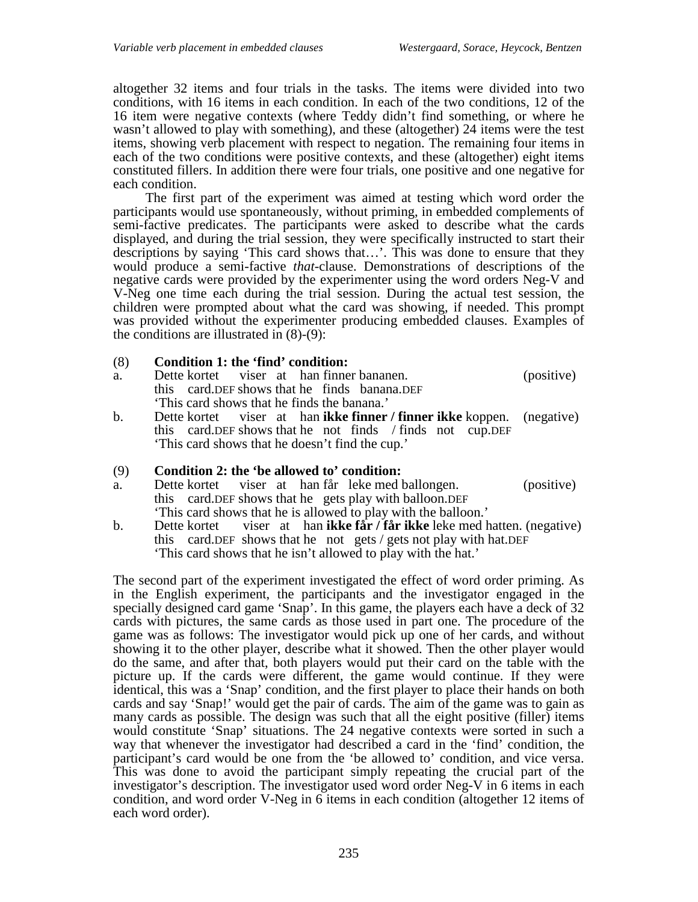altogether 32 items and four trials in the tasks. The items were divided into two conditions, with 16 items in each condition. In each of the two conditions, 12 of the 16 item were negative contexts (where Teddy didn't find something, or where he wasn't allowed to play with something), and these (altogether) 24 items were the test items, showing verb placement with respect to negation. The remaining four items in each of the two conditions were positive contexts, and these (altogether) eight items constituted fillers. In addition there were four trials, one positive and one negative for each condition.

The first part of the experiment was aimed at testing which word order the participants would use spontaneously, without priming, in embedded complements of semi-factive predicates. The participants were asked to describe what the cards displayed, and during the trial session, they were specifically instructed to start their descriptions by saying 'This card shows that…'. This was done to ensure that they would produce a semi-factive *that*-clause. Demonstrations of descriptions of the negative cards were provided by the experimenter using the word orders Neg-V and V-Neg one time each during the trial session. During the actual test session, the children were prompted about what the card was showing, if needed. This prompt was provided without the experimenter producing embedded clauses. Examples of the conditions are illustrated in (8)-(9):

(8) **Condition 1: the 'find' condition:**

a. Dette kortet viser at han finner bananen. (positive)
this card.DEF shows that he finds banana.DEF
'This card shows that he finds the banana.'

b. Dette kortet viser at han **ikke finner / finner ikke** koppen. (negative)
this card.DEF shows that he not finds / finds not cup.DEF
'This card shows that he doesn't find the cup.'

(9) **Condition 2: the 'be allowed to' condition:**

a. Dette kortet viser at han får leke med ballongen. (positive)
this card.DEF shows that he gets play with balloon.DEF
'This card shows that he is allowed to play with the balloon.'

b. Dette kortet viser at han **ikke får / får ikke** leke med hatten. (negative)
this card.DEF shows that he not gets / gets not play with hat.DEF
'This card shows that he isn't allowed to play with the hat.'

The second part of the experiment investigated the effect of word order priming. As in the English experiment, the participants and the investigator engaged in the specially designed card game 'Snap'. In this game, the players each have a deck of 32 cards with pictures, the same cards as those used in part one. The procedure of the game was as follows: The investigator would pick up one of her cards, and without showing it to the other player, describe what it showed. Then the other player would do the same, and after that, both players would put their card on the table with the picture up. If the cards were different, the game would continue. If they were identical, this was a 'Snap' condition, and the first player to place their hands on both cards and say 'Snap!' would get the pair of cards. The aim of the game was to gain as many cards as possible. The design was such that all the eight positive (filler) items would constitute 'Snap' situations. The 24 negative contexts were sorted in such a way that whenever the investigator had described a card in the 'find' condition, the participant's card would be one from the 'be allowed to' condition, and vice versa. This was done to avoid the participant simply repeating the crucial part of the investigator's description. The investigator used word order Neg-V in 6 items in each condition, and word order V-Neg in 6 items in each condition (altogether 12 items of each word order).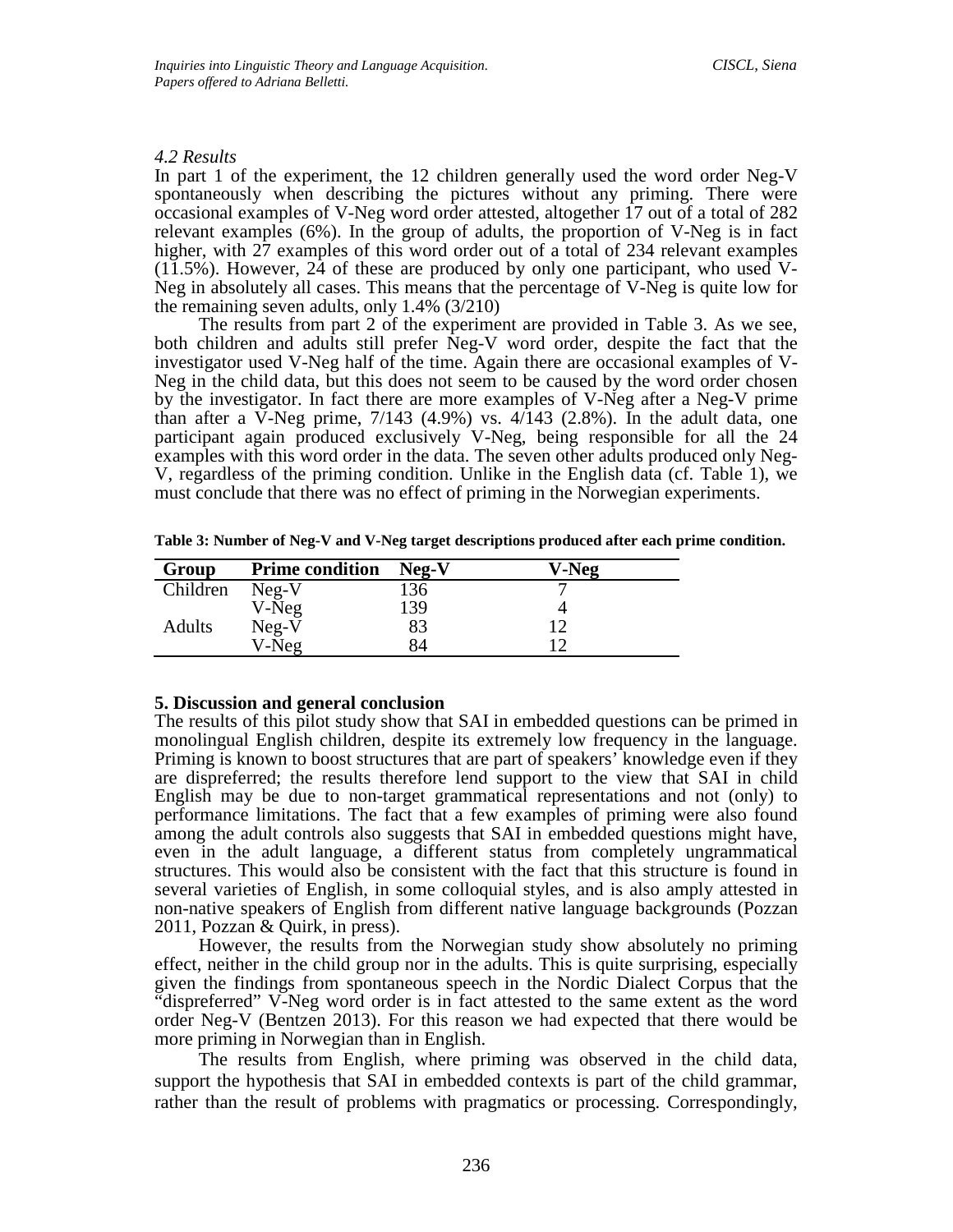### *4.2 Results*

In part 1 of the experiment, the 12 children generally used the word order Neg-V spontaneously when describing the pictures without any priming. There were occasional examples of V-Neg word order attested, altogether 17 out of a total of 282 relevant examples (6%). In the group of adults, the proportion of V-Neg is in fact higher, with 27 examples of this word order out of a total of 234 relevant examples (11.5%). However, 24 of these are produced by only one participant, who used V-Neg in absolutely all cases. This means that the percentage of V-Neg is quite low for the remaining seven adults, only 1.4% (3/210)

The results from part 2 of the experiment are provided in Table 3. As we see, both children and adults still prefer Neg-V word order, despite the fact that the investigator used V-Neg half of the time. Again there are occasional examples of V-Neg in the child data, but this does not seem to be caused by the word order chosen by the investigator. In fact there are more examples of V-Neg after a Neg-V prime than after a V-Neg prime, 7/143 (4.9%) vs. 4/143 (2.8%). In the adult data, one participant again produced exclusively V-Neg, being responsible for all the 24 examples with this word order in the data. The seven other adults produced only Neg-V, regardless of the priming condition. Unlike in the English data (cf. Table 1), we must conclude that there was no effect of priming in the Norwegian experiments.

**Table 3: Number of Neg-V and V-Neg target descriptions produced after each prime condition.**

| Group | Prime condition | Neg-V | V-Neg |
|---|---|---|---|
| Children | Neg-V | 136 | 7 |
| | V-Neg | 139 | 4 |
| Adults | Neg-V | 83 | 12 |
| | V-Neg | 84 | 12 |

## 5. Discussion and general conclusion

The results of this pilot study show that SAI in embedded questions can be primed in monolingual English children, despite its extremely low frequency in the language. Priming is known to boost structures that are part of speakers' knowledge even if they are dispreferred; the results therefore lend support to the view that SAI in child English may be due to non-target grammatical representations and not (only) to performance limitations. The fact that a few examples of priming were also found among the adult controls also suggests that SAI in embedded questions might have, even in the adult language, a different status from completely ungrammatical structures. This would also be consistent with the fact that this structure is found in several varieties of English, in some colloquial styles, and is also amply attested in non-native speakers of English from different native language backgrounds (Pozzan 2011, Pozzan & Quirk, in press).

However, the results from the Norwegian study show absolutely no priming effect, neither in the child group nor in the adults. This is quite surprising, especially given the findings from spontaneous speech in the Nordic Dialect Corpus that the "dispreferred" V-Neg word order is in fact attested to the same extent as the word order Neg-V (Bentzen 2013). For this reason we had expected that there would be more priming in Norwegian than in English.

The results from English, where priming was observed in the child data, support the hypothesis that SAI in embedded contexts is part of the child grammar, rather than the result of problems with pragmatics or processing. Correspondingly,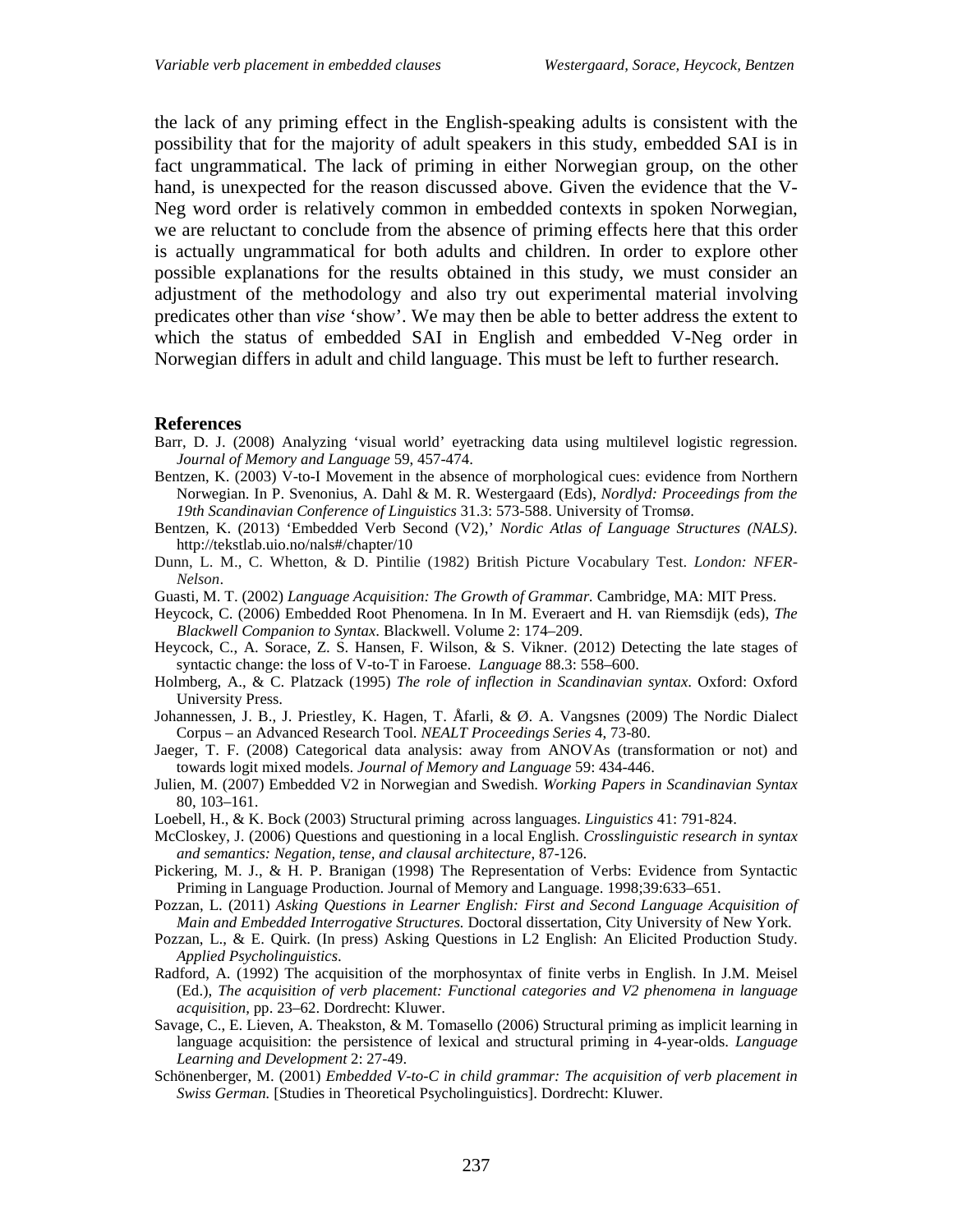the lack of any priming effect in the English-speaking adults is consistent with the possibility that for the majority of adult speakers in this study, embedded SAI is in fact ungrammatical. The lack of priming in either Norwegian group, on the other hand, is unexpected for the reason discussed above. Given the evidence that the V-Neg word order is relatively common in embedded contexts in spoken Norwegian, we are reluctant to conclude from the absence of priming effects here that this order is actually ungrammatical for both adults and children. In order to explore other possible explanations for the results obtained in this study, we must consider an adjustment of the methodology and also try out experimental material involving predicates other than *vise* 'show'. We may then be able to better address the extent to which the status of embedded SAI in English and embedded V-Neg order in Norwegian differs in adult and child language. This must be left to further research.

## References

Barr, D. J. (2008) Analyzing 'visual world' eyetracking data using multilevel logistic regression. *Journal of Memory and Language* 59, 457-474.

Bentzen, K. (2003) V-to-I Movement in the absence of morphological cues: evidence from Northern Norwegian. In P. Svenonius, A. Dahl & M. R. Westergaard (Eds), *Nordlyd: Proceedings from the 19th Scandinavian Conference of Linguistics* 31.3: 573-588. University of Tromsø.

Bentzen, K. (2013) 'Embedded Verb Second (V2),' *Nordic Atlas of Language Structures (NALS)*. http://tekstlab.uio.no/nals#/chapter/10

Dunn, L. M., C. Whetton, & D. Pintilie (1982) British Picture Vocabulary Test. *London: NFER-Nelson*.

Guasti, M. T. (2002) *Language Acquisition: The Growth of Grammar.* Cambridge, MA: MIT Press.

Heycock, C. (2006) Embedded Root Phenomena. In In M. Everaert and H. van Riemsdijk (eds), *The Blackwell Companion to Syntax*. Blackwell. Volume 2: 174–209.

Heycock, C., A. Sorace, Z. S. Hansen, F. Wilson, & S. Vikner. (2012) Detecting the late stages of syntactic change: the loss of V-to-T in Faroese. *Language* 88.3: 558–600.

Holmberg, A., & C. Platzack (1995) *The role of inflection in Scandinavian syntax*. Oxford: Oxford University Press.

Johannessen, J. B., J. Priestley, K. Hagen, T. Åfarli, & Ø. A. Vangsnes (2009) The Nordic Dialect Corpus – an Advanced Research Tool. *NEALT Proceedings Series* 4, 73-80.

Jaeger, T. F. (2008) Categorical data analysis: away from ANOVAs (transformation or not) and towards logit mixed models. *Journal of Memory and Language* 59: 434-446.

Julien, M. (2007) Embedded V2 in Norwegian and Swedish. *Working Papers in Scandinavian Syntax* 80, 103–161.

Loebell, H., & K. Bock (2003) Structural priming across languages. *Linguistics* 41: 791-824.

McCloskey, J. (2006) Questions and questioning in a local English. *Crosslinguistic research in syntax and semantics: Negation, tense, and clausal architecture*, 87-126.

Pickering, M. J., & H. P. Branigan (1998) The Representation of Verbs: Evidence from Syntactic Priming in Language Production. Journal of Memory and Language. 1998;39:633–651.

Pozzan, L. (2011) *Asking Questions in Learner English: First and Second Language Acquisition of Main and Embedded Interrogative Structures.* Doctoral dissertation, City University of New York.

Pozzan, L., & E. Quirk. (In press) Asking Questions in L2 English: An Elicited Production Study. *Applied Psycholinguistics*.

Radford, A. (1992) The acquisition of the morphosyntax of finite verbs in English. In J.M. Meisel (Ed.), *The acquisition of verb placement: Functional categories and V2 phenomena in language acquisition*, pp. 23–62. Dordrecht: Kluwer.

Savage, C., E. Lieven, A. Theakston, & M. Tomasello (2006) Structural priming as implicit learning in language acquisition: the persistence of lexical and structural priming in 4-year-olds. *Language Learning and Development* 2: 27-49.

Schönenberger, M. (2001) *Embedded V-to-C in child grammar: The acquisition of verb placement in Swiss German.* [Studies in Theoretical Psycholinguistics]. Dordrecht: Kluwer.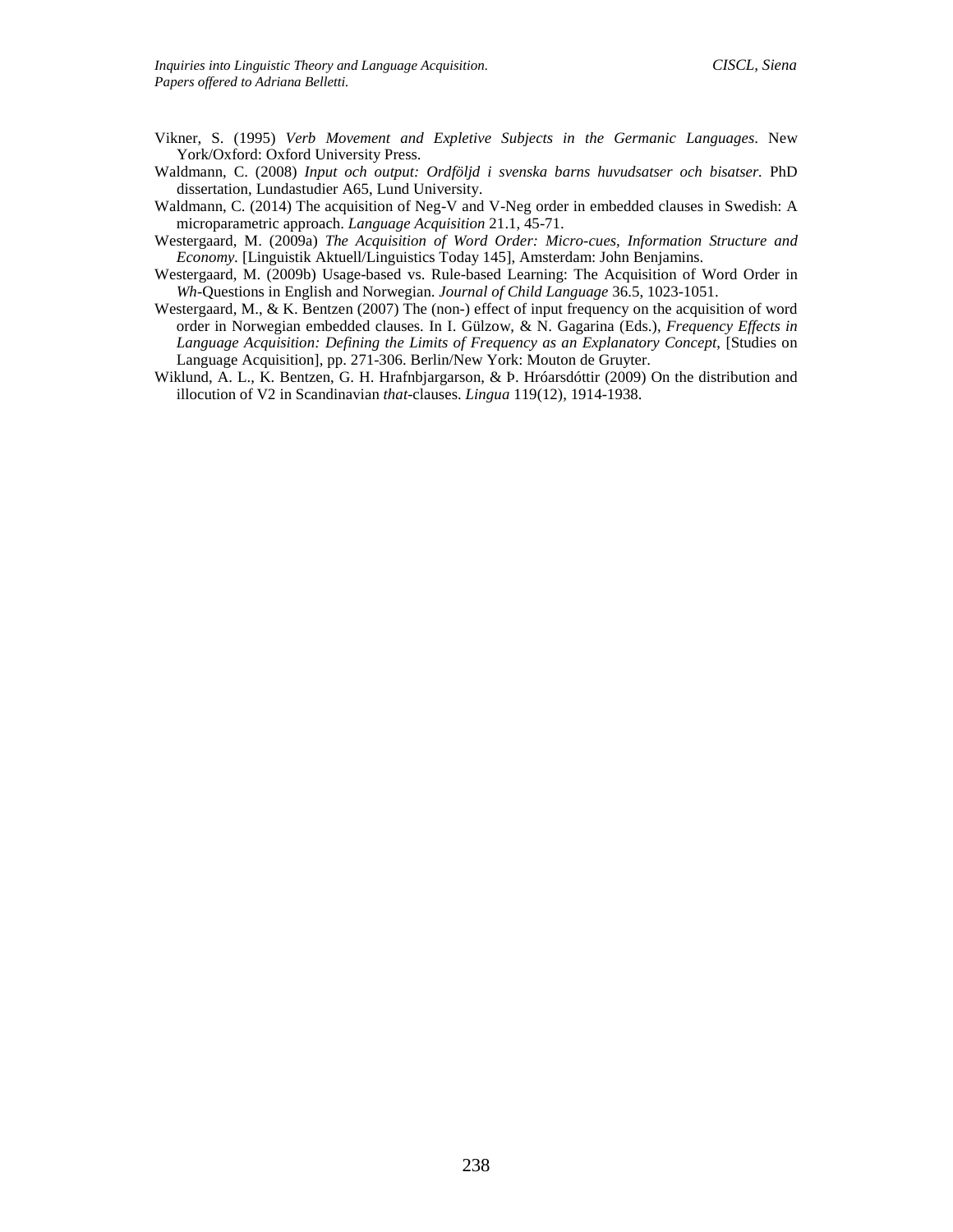Vikner, S. (1995) *Verb Movement and Expletive Subjects in the Germanic Languages*. New York/Oxford: Oxford University Press.

Waldmann, C. (2008) *Input och output: Ordföljd i svenska barns huvudsatser och bisatser*. PhD dissertation, Lundastudier A65, Lund University.

Waldmann, C. (2014) The acquisition of Neg-V and V-Neg order in embedded clauses in Swedish: A microparametric approach. *Language Acquisition* 21.1, 45-71.

Westergaard, M. (2009a) *The Acquisition of Word Order: Micro-cues, Information Structure and Economy*. [Linguistik Aktuell/Linguistics Today 145], Amsterdam: John Benjamins.

Westergaard, M. (2009b) Usage-based vs. Rule-based Learning: The Acquisition of Word Order in *Wh*-Questions in English and Norwegian. *Journal of Child Language* 36.5, 1023-1051.

Westergaard, M., & K. Bentzen (2007) The (non-) effect of input frequency on the acquisition of word order in Norwegian embedded clauses. In I. Gülzow, & N. Gagarina (Eds.), *Frequency Effects in Language Acquisition: Defining the Limits of Frequency as an Explanatory Concept*, [Studies on Language Acquisition], pp. 271-306. Berlin/New York: Mouton de Gruyter.

Wiklund, A. L., K. Bentzen, G. H. Hrafnbjargarson, & Þ. Hróarsdóttir (2009) On the distribution and illocution of V2 in Scandinavian *that*-clauses. *Lingua* 119(12), 1914-1938.